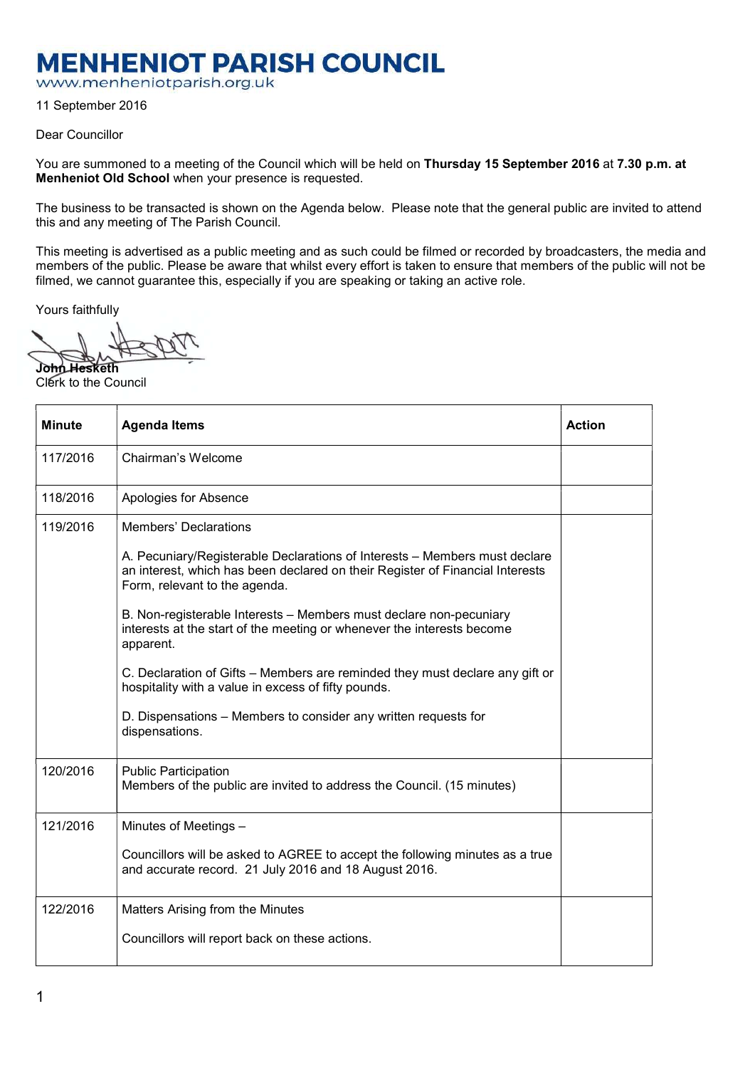# MENHENIOT PARISH COUNCIL

www.menheniotparish.org.uk

11 September 2016

Dear Councillor

You are summoned to a meeting of the Council which will be held on **Thursday 15 September 2016** at **7.30 p.m. at Menheniot Old School** when your presence is requested.

The business to be transacted is shown on the Agenda below. Please note that the general public are invited to attend this and any meeting of The Parish Council.

This meeting is advertised as a public meeting and as such could be filmed or recorded by broadcasters, the media and members of the public. Please be aware that whilst every effort is taken to ensure that members of the public will not be filmed, we cannot guarantee this, especially if you are speaking or taking an active role.

Yours faithfully

**John Hesketh**
Clerk to the Council

| Minute | Agenda Items | Action |
|---|---|---|
| 117/2016 | Chairman's Welcome | |
| 118/2016 | Apologies for Absence | |
| 119/2016 | Members' Declarations<br><br>A. Pecuniary/Registerable Declarations of Interests – Members must declare an interest, which has been declared on their Register of Financial Interests Form, relevant to the agenda.<br><br>B. Non-registerable Interests – Members must declare non-pecuniary interests at the start of the meeting or whenever the interests become apparent.<br><br>C. Declaration of Gifts – Members are reminded they must declare any gift or hospitality with a value in excess of fifty pounds.<br><br>D. Dispensations – Members to consider any written requests for dispensations. | |
| 120/2016 | Public Participation<br>Members of the public are invited to address the Council. (15 minutes) | |
| 121/2016 | Minutes of Meetings –<br><br>Councillors will be asked to AGREE to accept the following minutes as a true and accurate record. 21 July 2016 and 18 August 2016. | |
| 122/2016 | Matters Arising from the Minutes<br><br>Councillors will report back on these actions. | |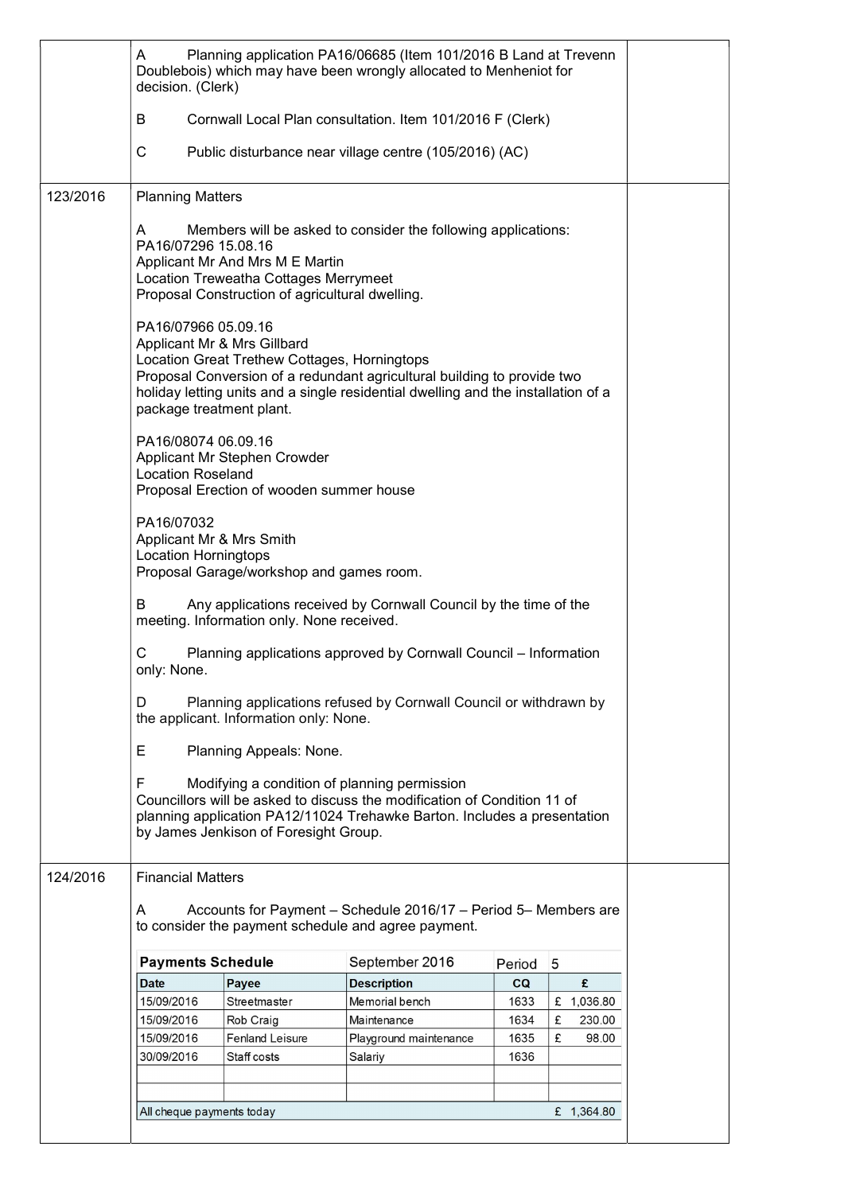| | | |
|---|---|---|
| | A Planning application PA16/06685 (Item 101/2016 B Land at Trevenn Doublebois) which may have been wrongly allocated to Menheniot for decision. (Clerk)<br><br>B Cornwall Local Plan consultation. Item 101/2016 F (Clerk)<br><br>C Public disturbance near village centre (105/2016) (AC) | |
| 123/2016 | Planning Matters<br><br>A Members will be asked to consider the following applications:<br>PA16/07296 15.08.16<br>Applicant Mr And Mrs M E Martin<br>Location Treweatha Cottages Merrymeet<br>Proposal Construction of agricultural dwelling.<br><br>PA16/07966 05.09.16<br>Applicant Mr & Mrs Gillbard<br>Location Great Trethew Cottages, Horningtops<br>Proposal Conversion of a redundant agricultural building to provide two holiday letting units and a single residential dwelling and the installation of a package treatment plant.<br><br>PA16/08074 06.09.16<br>Applicant Mr Stephen Crowder<br>Location Roseland<br>Proposal Erection of wooden summer house<br><br>PA16/07032<br>Applicant Mr & Mrs Smith<br>Location Horningtops<br>Proposal Garage/workshop and games room.<br><br>B Any applications received by Cornwall Council by the time of the meeting. Information only. None received.<br><br>C Planning applications approved by Cornwall Council – Information only: None.<br><br>D Planning applications refused by Cornwall Council or withdrawn by the applicant. Information only: None.<br><br>E Planning Appeals: None.<br><br>F Modifying a condition of planning permission<br>Councillors will be asked to discuss the modification of Condition 11 of planning application PA12/11024 Trehawke Barton. Includes a presentation by James Jenkison of Foresight Group. | |
| 124/2016 | Financial Matters<br><br>A Accounts for Payment – Schedule 2016/17 – Period 5– Members are to consider the payment schedule and agree payment. | |

**Payments Schedule** September 2016 Period 5

| Date | Payee | Description | CQ | £ |
|---|---|---|---|---|
| 15/09/2016 | Streetmaster | Memorial bench | 1633 | £ 1,036.80 |
| 15/09/2016 | Rob Craig | Maintenance | 1634 | £ 230.00 |
| 15/09/2016 | Fenland Leisure | Playground maintenance | 1635 | £ 98.00 |
| 30/09/2016 | Staff costs | Salariy | 1636 | |
| | | | | |
| | | | | |
| All cheque payments today | | | | £ 1,364.80 |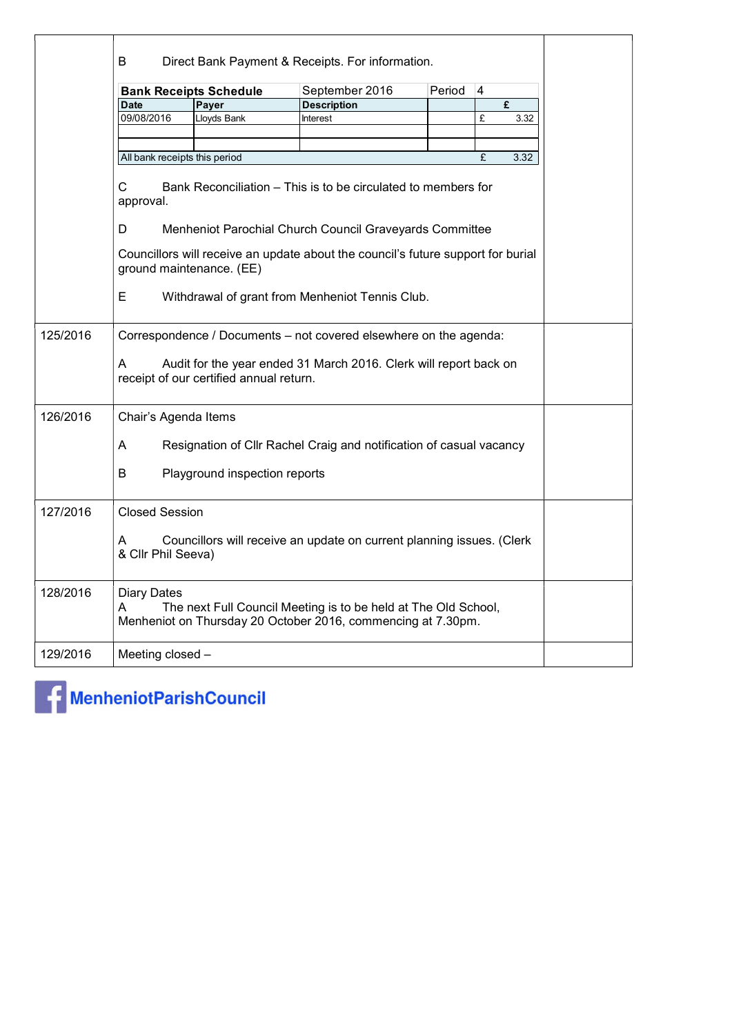| | | |
|---|---|---|
| | B Direct Bank Payment & Receipts. For information.<br><br>**Bank Receipts Schedule** September 2016 Period 4<br><br>**Date** / **Payer** / **Description** / **£**<br>09/08/2016 / Lloyds Bank / Interest / £ 3.32<br><br>All bank receipts this period £ 3.32<br><br>C Bank Reconciliation – This is to be circulated to members for approval.<br><br>D Menheniot Parochial Church Council Graveyards Committee<br><br>Councillors will receive an update about the council's future support for burial ground maintenance. (EE)<br><br>E Withdrawal of grant from Menheniot Tennis Club. | |
| 125/2016 | Correspondence / Documents – not covered elsewhere on the agenda:<br><br>A Audit for the year ended 31 March 2016. Clerk will report back on receipt of our certified annual return. | |
| 126/2016 | Chair's Agenda Items<br><br>A Resignation of Cllr Rachel Craig and notification of casual vacancy<br><br>B Playground inspection reports | |
| 127/2016 | Closed Session<br><br>A Councillors will receive an update on current planning issues. (Clerk & Cllr Phil Seeva) | |
| 128/2016 | Diary Dates<br>A The next Full Council Meeting is to be held at The Old School, Menheniot on Thursday 20 October 2016, commencing at 7.30pm. | |
| 129/2016 | Meeting closed – | |

MenheniotParishCouncil